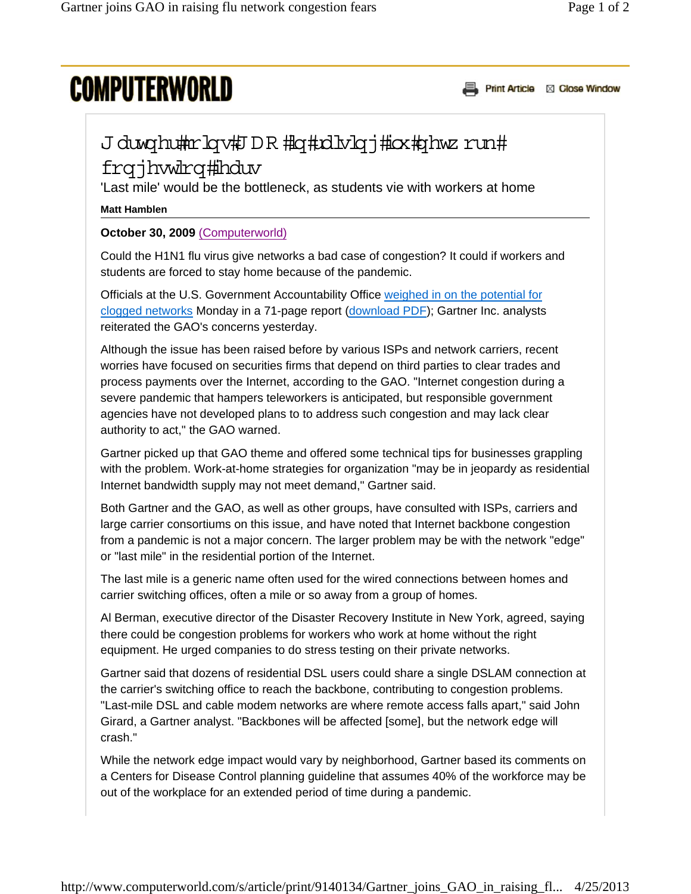# Gartner joins GAO in raising flu network congestion fears

'Last mile' would be the bottleneck, as students vie with workers at home

**Matt Hamblen**

**October 30, 2009** (Computerworld)

Could the H1N1 flu virus give networks a bad case of congestion? It could if workers and students are forced to stay home because of the pandemic.

Officials at the U.S. Government Accountability Office weighed in on the potential for clogged networks Monday in a 71-page report (download PDF); Gartner Inc. analysts reiterated the GAO's concerns yesterday.

Although the issue has been raised before by various ISPs and network carriers, recent worries have focused on securities firms that depend on third parties to clear trades and process payments over the Internet, according to the GAO. "Internet congestion during a severe pandemic that hampers teleworkers is anticipated, but responsible government agencies have not developed plans to to address such congestion and may lack clear authority to act," the GAO warned.

Gartner picked up that GAO theme and offered some technical tips for businesses grappling with the problem. Work-at-home strategies for organization "may be in jeopardy as residential Internet bandwidth supply may not meet demand," Gartner said.

Both Gartner and the GAO, as well as other groups, have consulted with ISPs, carriers and large carrier consortiums on this issue, and have noted that Internet backbone congestion from a pandemic is not a major concern. The larger problem may be with the network "edge" or "last mile" in the residential portion of the Internet.

The last mile is a generic name often used for the wired connections between homes and carrier switching offices, often a mile or so away from a group of homes.

Al Berman, executive director of the Disaster Recovery Institute in New York, agreed, saying there could be congestion problems for workers who work at home without the right equipment. He urged companies to do stress testing on their private networks.

Gartner said that dozens of residential DSL users could share a single DSLAM connection at the carrier's switching office to reach the backbone, contributing to congestion problems. "Last-mile DSL and cable modem networks are where remote access falls apart," said John Girard, a Gartner analyst. "Backbones will be affected [some], but the network edge will crash."

While the network edge impact would vary by neighborhood, Gartner based its comments on a Centers for Disease Control planning guideline that assumes 40% of the workforce may be out of the workplace for an extended period of time during a pandemic.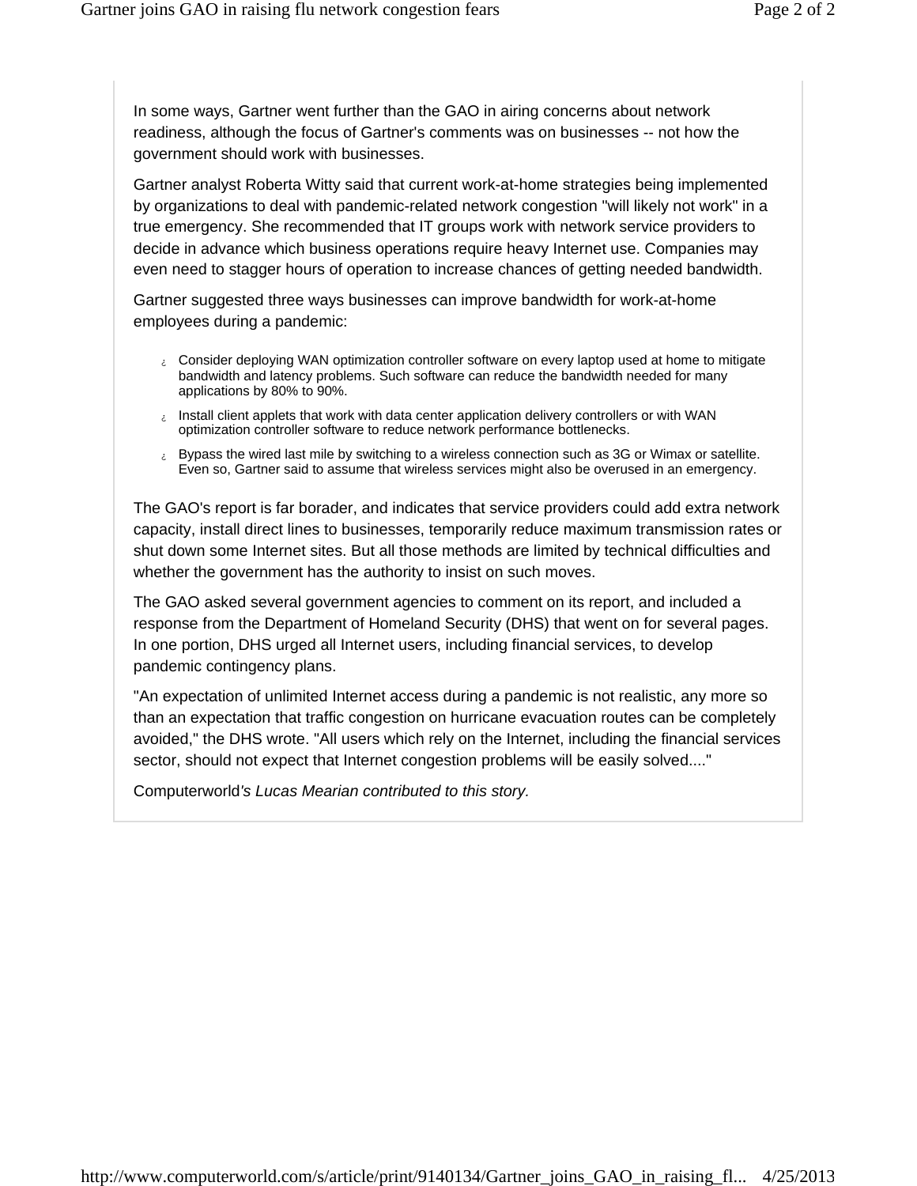In some ways, Gartner went further than the GAO in airing concerns about network readiness, although the focus of Gartner's comments was on businesses -- not how the government should work with businesses.

Gartner analyst Roberta Witty said that current work-at-home strategies being implemented by organizations to deal with pandemic-related network congestion "will likely not work" in a true emergency. She recommended that IT groups work with network service providers to decide in advance which business operations require heavy Internet use. Companies may even need to stagger hours of operation to increase chances of getting needed bandwidth.

Gartner suggested three ways businesses can improve bandwidth for work-at-home employees during a pandemic:

- Consider deploying WAN optimization controller software on every laptop used at home to mitigate bandwidth and latency problems. Such software can reduce the bandwidth needed for many applications by 80% to 90%.
- Install client applets that work with data center application delivery controllers or with WAN optimization controller software to reduce network performance bottlenecks.
- Bypass the wired last mile by switching to a wireless connection such as 3G or Wimax or satellite. Even so, Gartner said to assume that wireless services might also be overused in an emergency.

The GAO's report is far borader, and indicates that service providers could add extra network capacity, install direct lines to businesses, temporarily reduce maximum transmission rates or shut down some Internet sites. But all those methods are limited by technical difficulties and whether the government has the authority to insist on such moves.

The GAO asked several government agencies to comment on its report, and included a response from the Department of Homeland Security (DHS) that went on for several pages. In one portion, DHS urged all Internet users, including financial services, to develop pandemic contingency plans.

"An expectation of unlimited Internet access during a pandemic is not realistic, any more so than an expectation that traffic congestion on hurricane evacuation routes can be completely avoided," the DHS wrote. "All users which rely on the Internet, including the financial services sector, should not expect that Internet congestion problems will be easily solved...."

Computerworld*'s Lucas Mearian contributed to this story.*